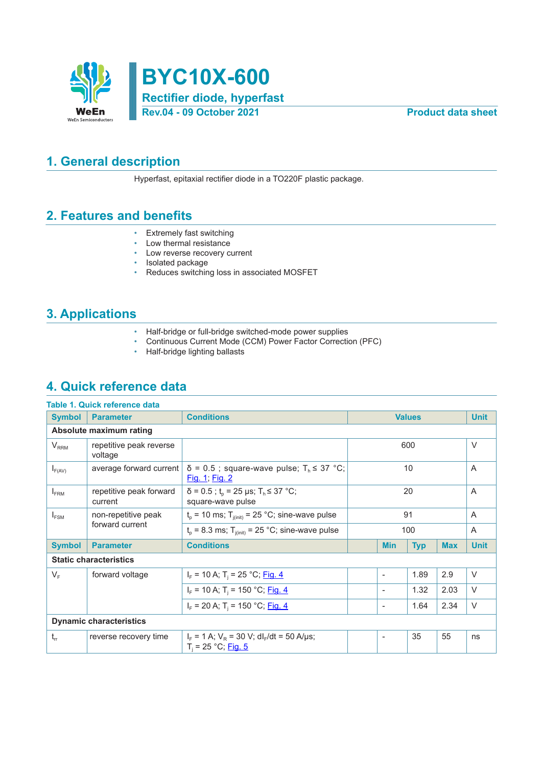# BYC10X-600

**Rectifier diode, hyperfast**

**Rev.04 - 09 October 2021**

**Product data sheet**

## 1. General description

Hyperfast, epitaxial rectifier diode in a TO220F plastic package.

## 2. Features and benefits

- Extremely fast switching
- Low thermal resistance
- Low reverse recovery current
- Isolated package
- Reduces switching loss in associated MOSFET

## 3. Applications

- Half-bridge or full-bridge switched-mode power supplies
- Continuous Current Mode (CCM) Power Factor Correction (PFC)
- Half-bridge lighting ballasts

## 4. Quick reference data

**Table 1. Quick reference data**

| Symbol | Parameter | Conditions | | Values | | Unit |
|---|---|---|---|---|---|---|
| **Absolute maximum rating** | | | | | | |
| $V_{RRM}$ | repetitive peak reverse voltage | | | 600 | | V |
| $I_{F(AV)}$ | average forward current | δ = 0.5 ; square-wave pulse; $T_h \leq 37$ °C; Fig. 1; Fig. 2 | | 10 | | A |
| $I_{FRM}$ | repetitive peak forward current | δ = 0.5 ; $t_p$ = 25 µs; $T_h \leq 37$ °C; square-wave pulse | | 20 | | A |
| $I_{FSM}$ | non-repetitive peak forward current | $t_p$ = 10 ms; $T_{j(init)}$ = 25 °C; sine-wave pulse | | 91 | | A |
| | | $t_p$ = 8.3 ms; $T_{j(init)}$ = 25 °C; sine-wave pulse | | 100 | | A |
| **Symbol** | **Parameter** | **Conditions** | **Min** | **Typ** | **Max** | **Unit** |
| **Static characteristics** | | | | | | |
| $V_F$ | forward voltage | $I_F$ = 10 A; $T_j$ = 25 °C; Fig. 4 | - | 1.89 | 2.9 | V |
| | | $I_F$ = 10 A; $T_j$ = 150 °C; Fig. 4 | - | 1.32 | 2.03 | V |
| | | $I_F$ = 20 A; $T_j$ = 150 °C; Fig. 4 | - | 1.64 | 2.34 | V |
| **Dynamic characteristics** | | | | | | |
| $t_{rr}$ | reverse recovery time | $I_F$ = 1 A; $V_R$ = 30 V; $dI_F/dt$ = 50 A/µs; $T_j$ = 25 °C; Fig. 5 | - | 35 | 55 | ns |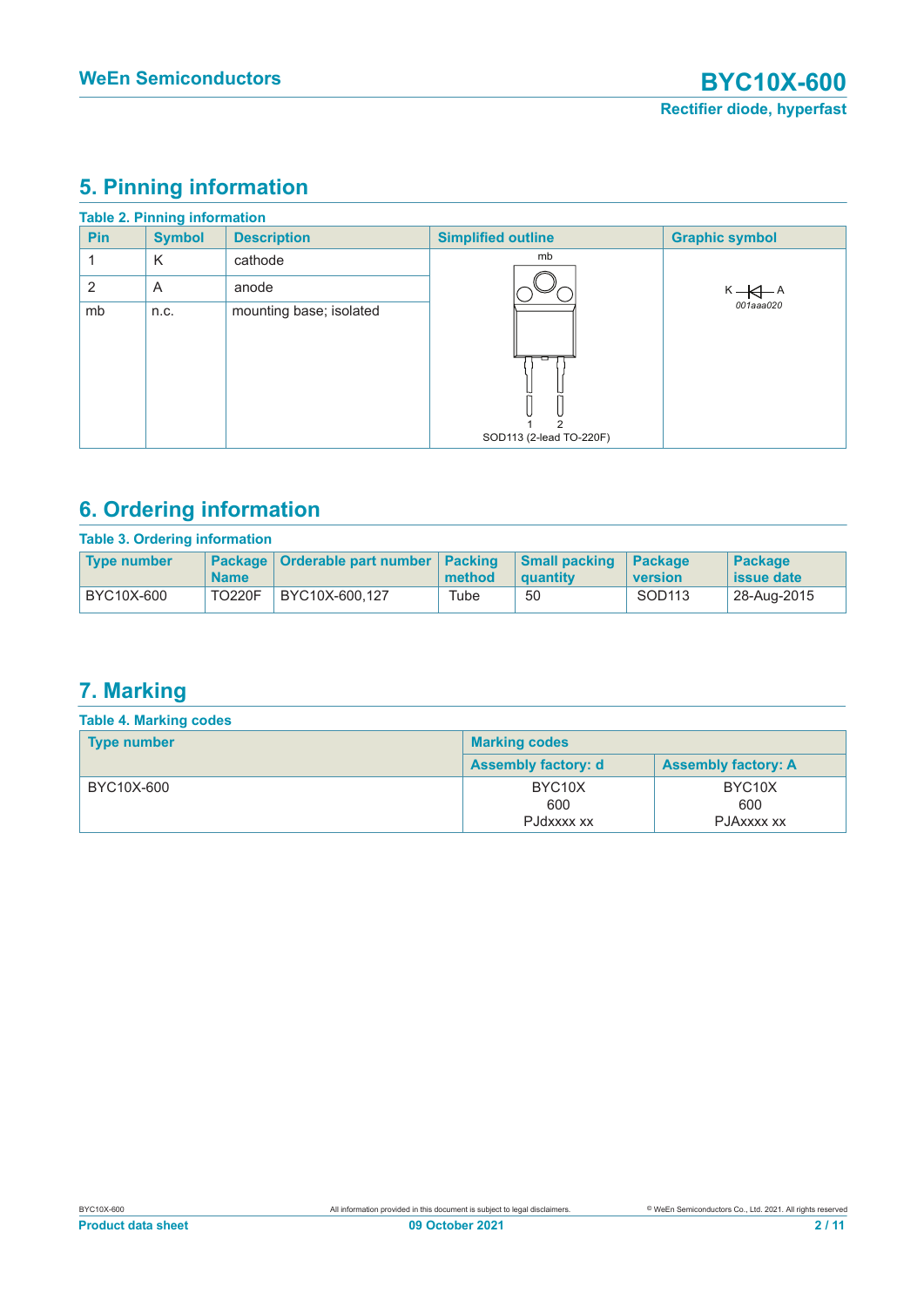## 5. Pinning information

**Table 2. Pinning information**

| Pin | Symbol | Description | Simplified outline | Graphic symbol |
|---|---|---|---|---|
| 1 | K | cathode | mb<br>1 2<br>SOD113 (2-lead TO-220F) | K A<br>001aaa020 |
| 2 | A | anode | | |
| mb | n.c. | mounting base; isolated | | |

## 6. Ordering information

**Table 3. Ordering information**

| Type number | Package Name | Orderable part number | Packing method | Small packing quantity | Package version | Package issue date |
|---|---|---|---|---|---|---|
| BYC10X-600 | TO220F | BYC10X-600,127 | Tube | 50 | SOD113 | 28-Aug-2015 |

## 7. Marking

**Table 4. Marking codes**

| Type number | Marking codes | |
|---|---|---|
| | Assembly factory: d | Assembly factory: A |
| BYC10X-600 | BYC10X<br>600<br>PJdxxxx xx | BYC10X<br>600<br>PJAxxxx xx |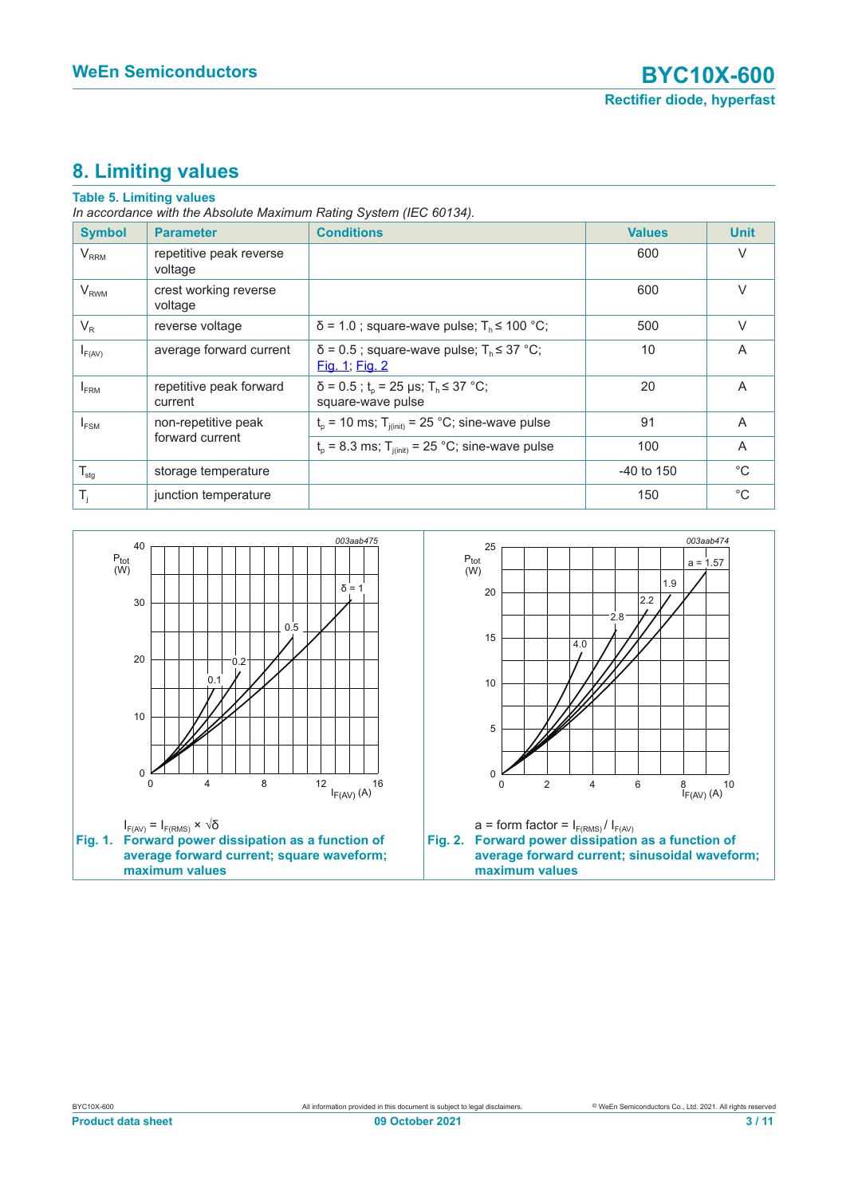# 8. Limiting values

**Table 5. Limiting values**

*In accordance with the Absolute Maximum Rating System (IEC 60134).*

| Symbol | Parameter | Conditions | Values | Unit |
|---|---|---|---|---|
| $V_{RRM}$ | repetitive peak reverse voltage | | 600 | V |
| $V_{RWM}$ | crest working reverse voltage | | 600 | V |
| $V_R$ | reverse voltage | $\delta$ = 1.0 ; square-wave pulse; $T_h \leq$ 100 °C; | 500 | V |
| $I_{F(AV)}$ | average forward current | $\delta$ = 0.5 ; square-wave pulse; $T_h \leq$ 37 °C; Fig. 1; Fig. 2 | 10 | A |
| $I_{FRM}$ | repetitive peak forward current | $\delta$ = 0.5 ; $t_p$ = 25 µs; $T_h \leq$ 37 °C; square-wave pulse | 20 | A |
| $I_{FSM}$ | non-repetitive peak forward current | $t_p$ = 10 ms; $T_{j(init)}$ = 25 °C; sine-wave pulse | 91 | A |
| | | $t_p$ = 8.3 ms; $T_{j(init)}$ = 25 °C; sine-wave pulse | 100 | A |
| $T_{stg}$ | storage temperature | | -40 to 150 | °C |
| $T_j$ | junction temperature | | 150 | °C |

$I_{F(AV)} = I_{F(RMS)} \times \sqrt{\delta}$

**Fig. 1. Forward power dissipation as a function of average forward current; square waveform; maximum values**

a = form factor = $I_{F(RMS)} / I_{F(AV)}$

**Fig. 2. Forward power dissipation as a function of average forward current; sinusoidal waveform; maximum values**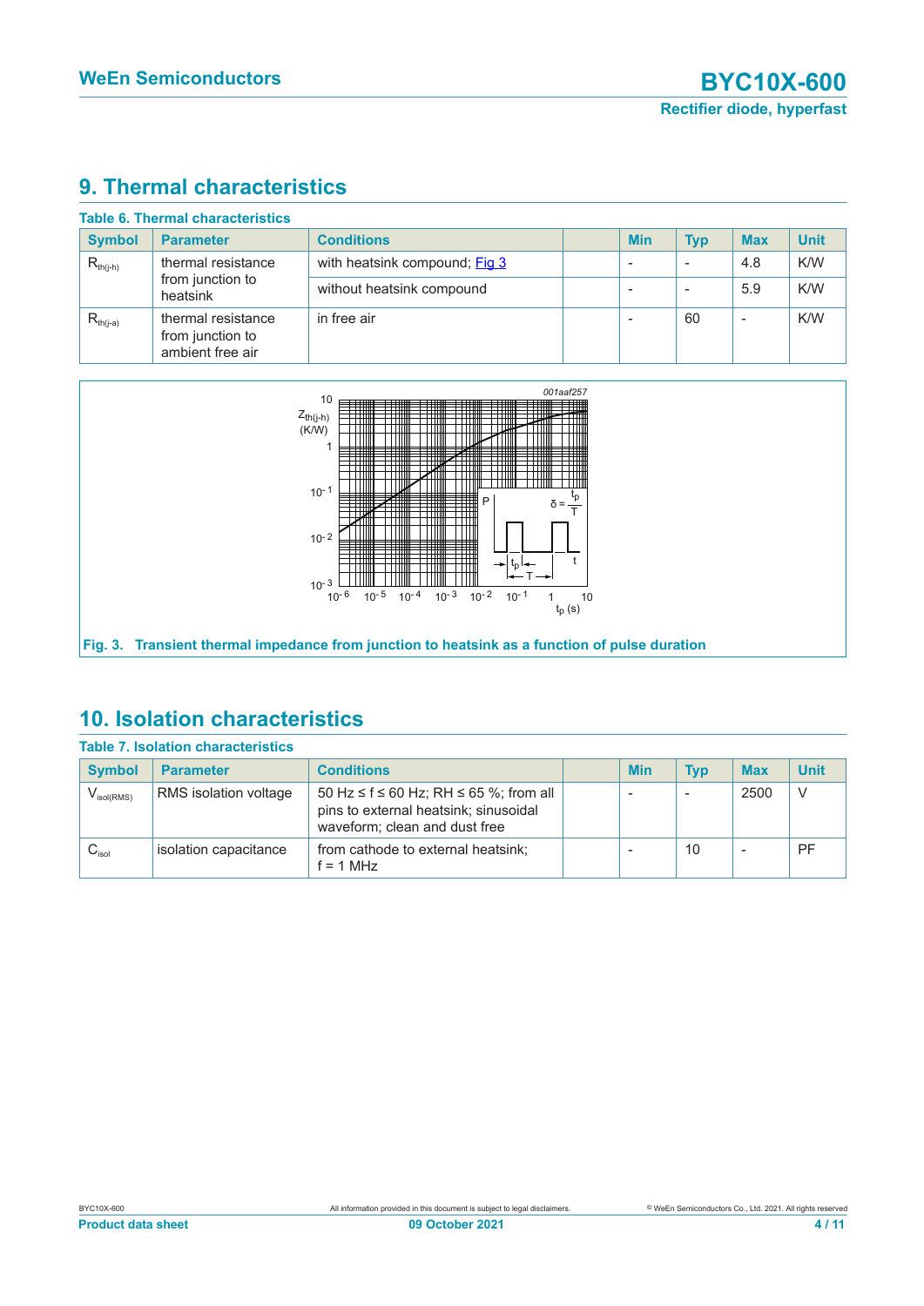# 9. Thermal characteristics

**Table 6. Thermal characteristics**

| Symbol | Parameter | Conditions | | Min | Typ | Max | Unit |
|---|---|---|---|---|---|---|---|
| $R_{th(j-h)}$ | thermal resistance from junction to heatsink | with heatsink compound; Fig 3 | | - | - | 4.8 | K/W |
| | | without heatsink compound | | - | - | 5.9 | K/W |
| $R_{th(j-a)}$ | thermal resistance from junction to ambient free air | in free air | | - | 60 | - | K/W |

**Fig. 3. Transient thermal impedance from junction to heatsink as a function of pulse duration**

# 10. Isolation characteristics

**Table 7. Isolation characteristics**

| Symbol | Parameter | Conditions | | Min | Typ | Max | Unit |
|---|---|---|---|---|---|---|---|
| $V_{isol(RMS)}$ | RMS isolation voltage | 50 Hz ≤ f ≤ 60 Hz; RH ≤ 65 %; from all pins to external heatsink; sinusoidal waveform; clean and dust free | | - | - | 2500 | V |
| $C_{isol}$ | isolation capacitance | from cathode to external heatsink; f = 1 MHz | | - | 10 | - | PF |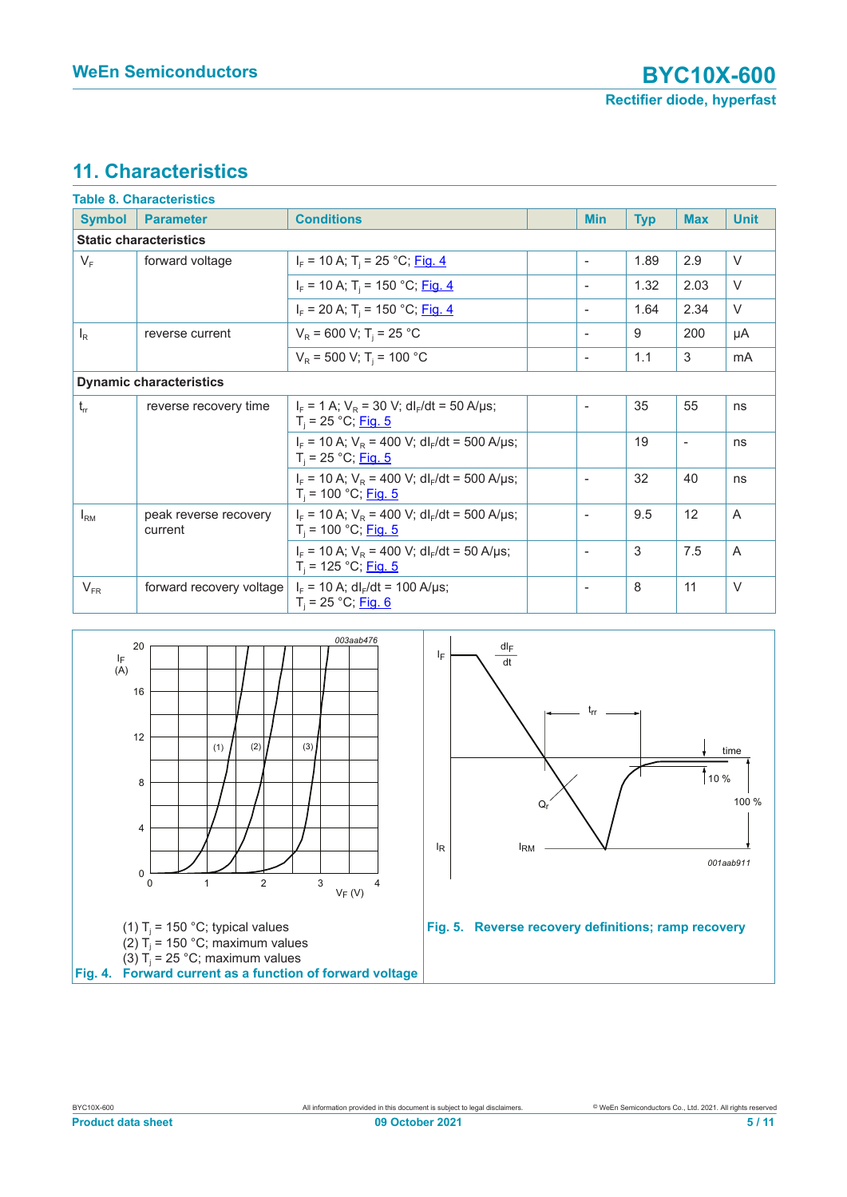## 11. Characteristics

**Table 8. Characteristics**

| Symbol | Parameter | Conditions | | Min | Typ | Max | Unit |
|---|---|---|---|---|---|---|---|
| **Static characteristics** | | | | | | | |
| $V_F$ | forward voltage | $I_F$ = 10 A; $T_j$ = 25 °C; Fig. 4 | | - | 1.89 | 2.9 | V |
| | | $I_F$ = 10 A; $T_j$ = 150 °C; Fig. 4 | | - | 1.32 | 2.03 | V |
| | | $I_F$ = 20 A; $T_j$ = 150 °C; Fig. 4 | | - | 1.64 | 2.34 | V |
| $I_R$ | reverse current | $V_R$ = 600 V; $T_j$ = 25 °C | | - | 9 | 200 | µA |
| | | $V_R$ = 500 V; $T_j$ = 100 °C | | - | 1.1 | 3 | mA |
| **Dynamic characteristics** | | | | | | | |
| $t_{rr}$ | reverse recovery time | $I_F$ = 1 A; $V_R$ = 30 V; $dI_F/dt$ = 50 A/µs; $T_j$ = 25 °C; Fig. 5 | | - | 35 | 55 | ns |
| | | $I_F$ = 10 A; $V_R$ = 400 V; $dI_F/dt$ = 500 A/µs; $T_j$ = 25 °C; Fig. 5 | | | 19 | - | ns |
| | | $I_F$ = 10 A; $V_R$ = 400 V; $dI_F/dt$ = 500 A/µs; $T_j$ = 100 °C; Fig. 5 | | - | 32 | 40 | ns |
| $I_{RM}$ | peak reverse recovery current | $I_F$ = 10 A; $V_R$ = 400 V; $dI_F/dt$ = 500 A/µs; $T_j$ = 100 °C; Fig. 5 | | - | 9.5 | 12 | A |
| | | $I_F$ = 10 A; $V_R$ = 400 V; $dI_F/dt$ = 50 A/µs; $T_j$ = 125 °C; Fig. 5 | | - | 3 | 7.5 | A |
| $V_{FR}$ | forward recovery voltage | $I_F$ = 10 A; $dI_F/dt$ = 100 A/µs; $T_j$ = 25 °C; Fig. 6 | | - | 8 | 11 | V |

(1) $T_j$ = 150 °C; typical values
(2) $T_j$ = 150 °C; maximum values
(3) $T_j$ = 25 °C; maximum values

**Fig. 4. Forward current as a function of forward voltage**

**Fig. 5. Reverse recovery definitions; ramp recovery**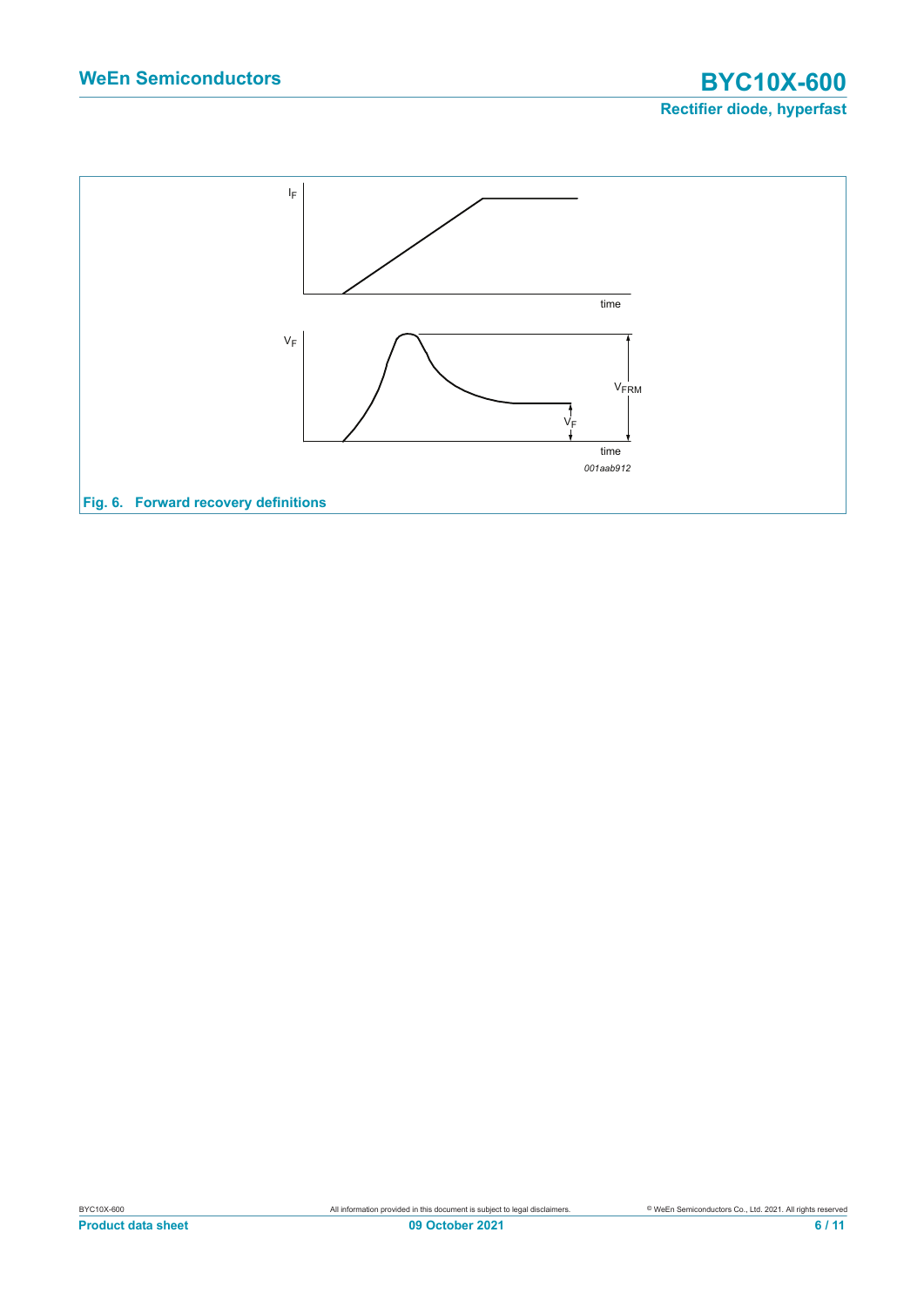**Fig. 6. Forward recovery definitions**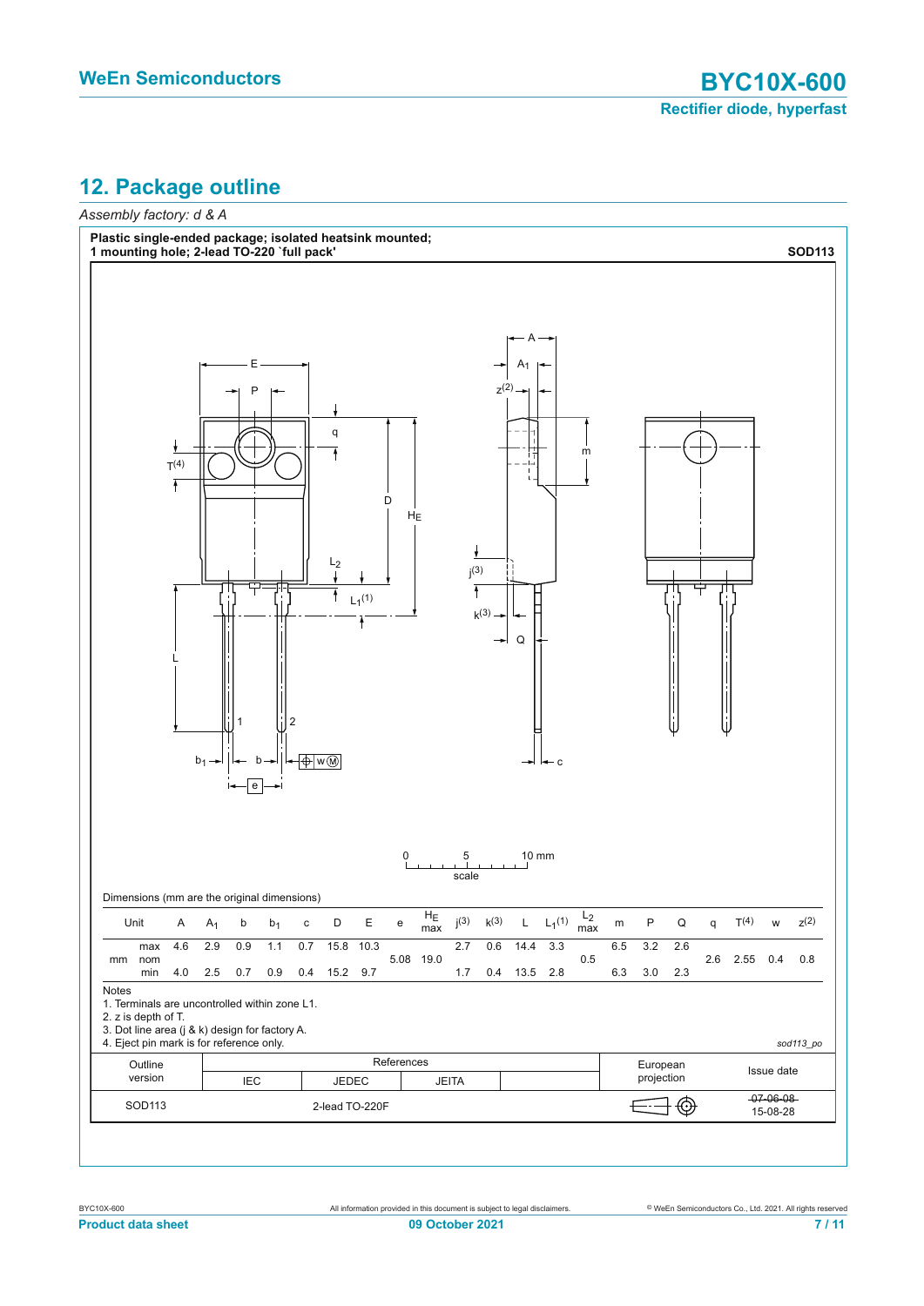## 12. Package outline

*Assembly factory: d & A*

**Plastic single-ended package; isolated heatsink mounted; 1 mounting hole; 2-lead TO-220 `full pack'** **SOD113**

Dimensions (mm are the original dimensions)

| Unit | | A | $A_1$ | b | $b_1$ | c | D | E | e | $H_E$ max | j(3) | k(3) | L | $L_1$(1) | $L_2$ max | m | P | Q | q | T(4) | w | z(2) |
|---|---|---|---|---|---|---|---|---|---|---|---|---|---|---|---|---|---|---|---|---|---|---|
| mm | max | 4.6 | 2.9 | 0.9 | 1.1 | 0.7 | 15.8 | 10.3 | | | 2.7 | 0.6 | 14.4 | 3.3 | | 6.5 | 3.2 | 2.6 | | | | |
| | nom | | | | | | | | 5.08 | 19.0 | | | | | 0.5 | | | | 2.6 | 2.55 | 0.4 | 0.8 |
| | min | 4.0 | 2.5 | 0.7 | 0.9 | 0.4 | 15.2 | 9.7 | | | 1.7 | 0.4 | 13.5 | 2.8 | | 6.3 | 3.0 | 2.3 | | | | |

Notes
1. Terminals are uncontrolled within zone L1.
2. z is depth of T.
3. Dot line area (j & k) design for factory A.
4. Eject pin mark is for reference only.

sod113_po

| Outline version | References IEC | References JEDEC | References JEITA | | European projection | Issue date |
|---|---|---|---|---|---|---|
| SOD113 | | 2-lead TO-220F | | | | ~~07-06-08~~ 15-08-28 |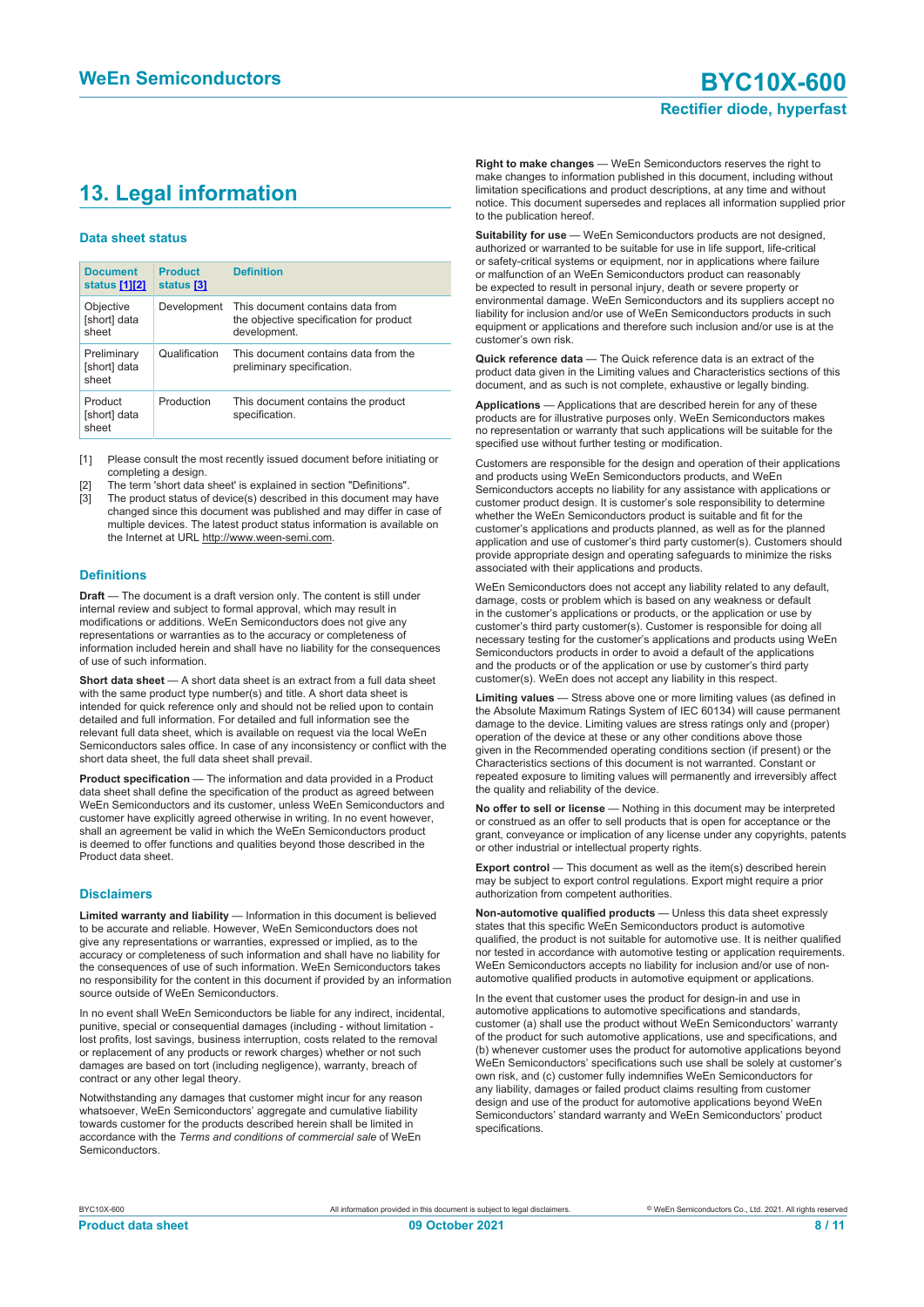# 13. Legal information

### Data sheet status

| Document status [1][2] | Product status [3] | Definition |
|---|---|---|
| Objective [short] data sheet | Development | This document contains data from the objective specification for product development. |
| Preliminary [short] data sheet | Qualification | This document contains data from the preliminary specification. |
| Product [short] data sheet | Production | This document contains the product specification. |

[1] Please consult the most recently issued document before initiating or completing a design.
[2] The term 'short data sheet' is explained in section "Definitions".
[3] The product status of device(s) described in this document may have changed since this document was published and may differ in case of multiple devices. The latest product status information is available on the Internet at URL http://www.ween-semi.com.

### Definitions

**Draft** — The document is a draft version only. The content is still under internal review and subject to formal approval, which may result in modifications or additions. WeEn Semiconductors does not give any representations or warranties as to the accuracy or completeness of information included herein and shall have no liability for the consequences of use of such information.

**Short data sheet** — A short data sheet is an extract from a full data sheet with the same product type number(s) and title. A short data sheet is intended for quick reference only and should not be relied upon to contain detailed and full information. For detailed and full information see the relevant full data sheet, which is available on request via the local WeEn Semiconductors sales office. In case of any inconsistency or conflict with the short data sheet, the full data sheet shall prevail.

**Product specification** — The information and data provided in a Product data sheet shall define the specification of the product as agreed between WeEn Semiconductors and its customer, unless WeEn Semiconductors and customer have explicitly agreed otherwise in writing. In no event however, shall an agreement be valid in which the WeEn Semiconductors product is deemed to offer functions and qualities beyond those described in the Product data sheet.

### Disclaimers

**Limited warranty and liability** — Information in this document is believed to be accurate and reliable. However, WeEn Semiconductors does not give any representations or warranties, expressed or implied, as to the accuracy or completeness of such information and shall have no liability for the consequences of use of such information. WeEn Semiconductors takes no responsibility for the content in this document if provided by an information source outside of WeEn Semiconductors.

In no event shall WeEn Semiconductors be liable for any indirect, incidental, punitive, special or consequential damages (including - without limitation - lost profits, lost savings, business interruption, costs related to the removal or replacement of any products or rework charges) whether or not such damages are based on tort (including negligence), warranty, breach of contract or any other legal theory.

Notwithstanding any damages that customer might incur for any reason whatsoever, WeEn Semiconductors' aggregate and cumulative liability towards customer for the products described herein shall be limited in accordance with the *Terms and conditions of commercial sale* of WeEn Semiconductors.

**Right to make changes** — WeEn Semiconductors reserves the right to make changes to information published in this document, including without limitation specifications and product descriptions, at any time and without notice. This document supersedes and replaces all information supplied prior to the publication hereof.

**Suitability for use** — WeEn Semiconductors products are not designed, authorized or warranted to be suitable for use in life support, life-critical or safety-critical systems or equipment, nor in applications where failure or malfunction of an WeEn Semiconductors product can reasonably be expected to result in personal injury, death or severe property or environmental damage. WeEn Semiconductors and its suppliers accept no liability for inclusion and/or use of WeEn Semiconductors products in such equipment or applications and therefore such inclusion and/or use is at the customer's own risk.

**Quick reference data** — The Quick reference data is an extract of the product data given in the Limiting values and Characteristics sections of this document, and as such is not complete, exhaustive or legally binding.

**Applications** — Applications that are described herein for any of these products are for illustrative purposes only. WeEn Semiconductors makes no representation or warranty that such applications will be suitable for the specified use without further testing or modification.

Customers are responsible for the design and operation of their applications and products using WeEn Semiconductors products, and WeEn Semiconductors accepts no liability for any assistance with applications or customer product design. It is customer's sole responsibility to determine whether the WeEn Semiconductors product is suitable and fit for the customer's applications and products planned, as well as for the planned application and use of customer's third party customer(s). Customers should provide appropriate design and operating safeguards to minimize the risks associated with their applications and products.

WeEn Semiconductors does not accept any liability related to any default, damage, costs or problem which is based on any weakness or default in the customer's applications or products, or the application or use by customer's third party customer(s). Customer is responsible for doing all necessary testing for the customer's applications and products using WeEn Semiconductors products in order to avoid a default of the applications and the products or of the application or use by customer's third party customer(s). WeEn does not accept any liability in this respect.

**Limiting values** — Stress above one or more limiting values (as defined in the Absolute Maximum Ratings System of IEC 60134) will cause permanent damage to the device. Limiting values are stress ratings only and (proper) operation of the device at these or any other conditions above those given in the Recommended operating conditions section (if present) or the Characteristics sections of this document is not warranted. Constant or repeated exposure to limiting values will permanently and irreversibly affect the quality and reliability of the device.

**No offer to sell or license** — Nothing in this document may be interpreted or construed as an offer to sell products that is open for acceptance or the grant, conveyance or implication of any license under any copyrights, patents or other industrial or intellectual property rights.

**Export control** — This document as well as the item(s) described herein may be subject to export control regulations. Export might require a prior authorization from competent authorities.

**Non-automotive qualified products** — Unless this data sheet expressly states that this specific WeEn Semiconductors product is automotive qualified, the product is not suitable for automotive use. It is neither qualified nor tested in accordance with automotive testing or application requirements. WeEn Semiconductors accepts no liability for inclusion and/or use of non-automotive qualified products in automotive equipment or applications.

In the event that customer uses the product for design-in and use in automotive applications to automotive specifications and standards, customer (a) shall use the product without WeEn Semiconductors' warranty of the product for such automotive applications, use and specifications, and (b) whenever customer uses the product for automotive applications beyond WeEn Semiconductors' specifications such use shall be solely at customer's own risk, and (c) customer fully indemnifies WeEn Semiconductors for any liability, damages or failed product claims resulting from customer design and use of the product for automotive applications beyond WeEn Semiconductors' standard warranty and WeEn Semiconductors' product specifications.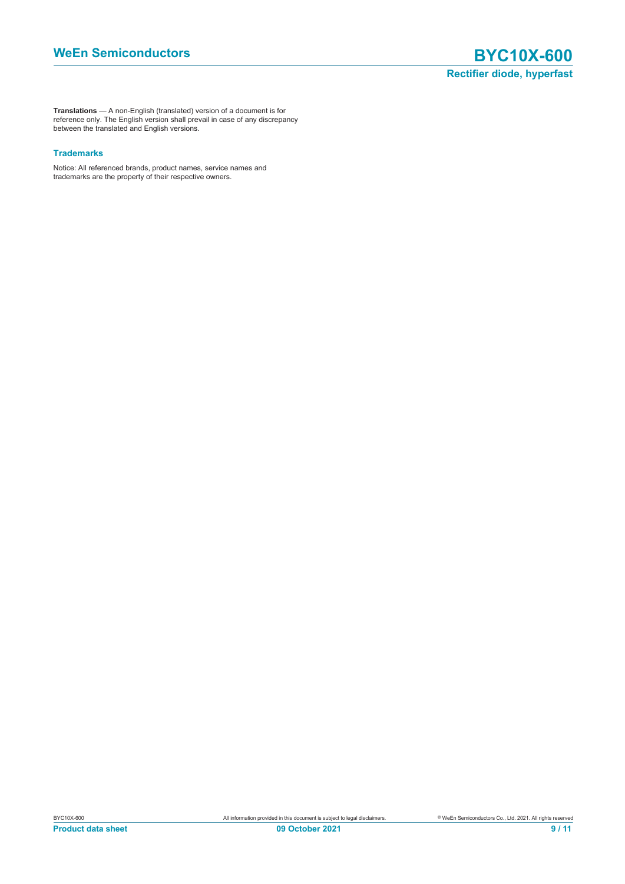**Translations** — A non-English (translated) version of a document is for reference only. The English version shall prevail in case of any discrepancy between the translated and English versions.

### Trademarks

Notice: All referenced brands, product names, service names and trademarks are the property of their respective owners.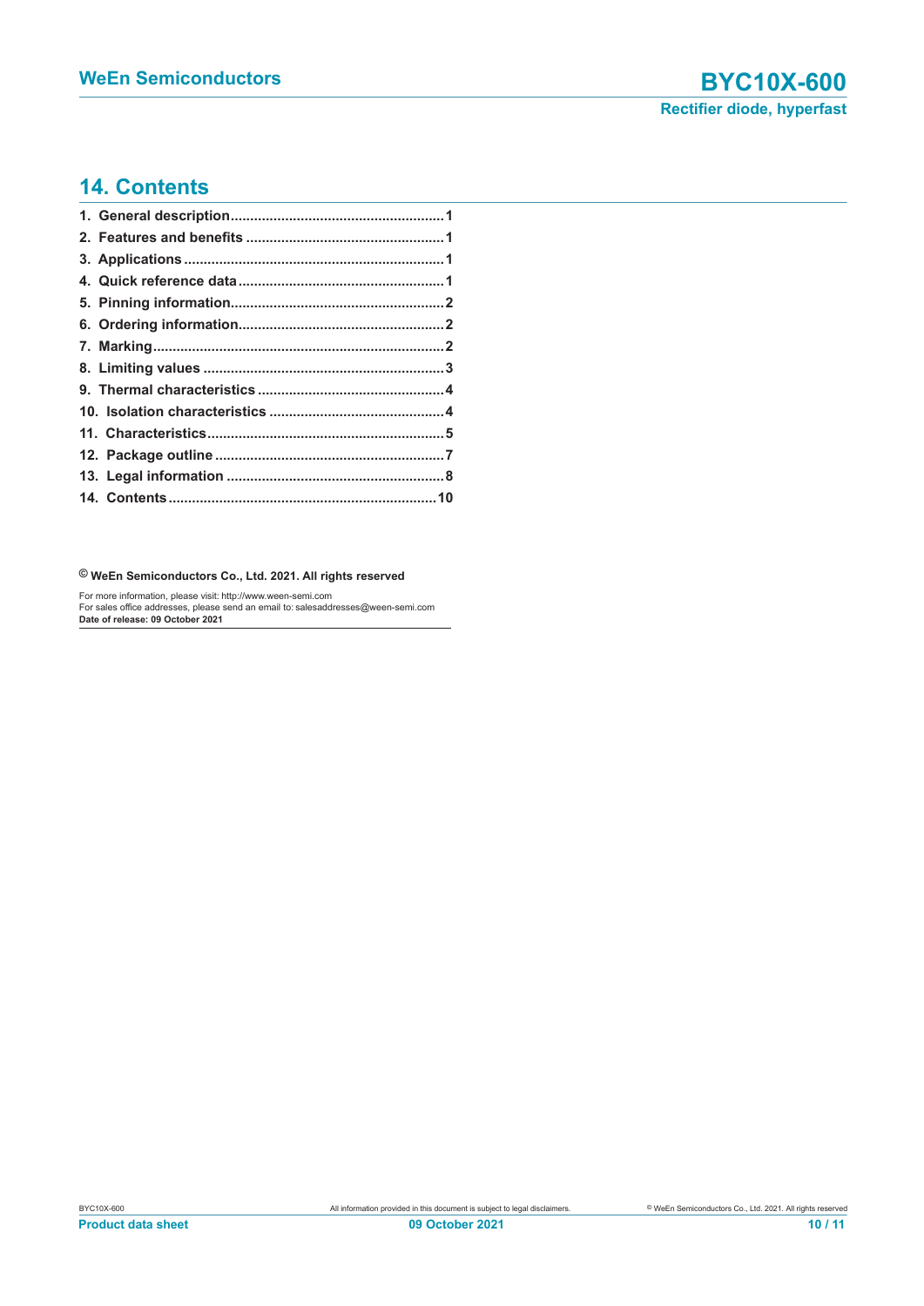## 14. Contents

1. General description ........................................................1
2. Features and benefits ....................................................1
3. Applications ....................................................................1
4. Quick reference data ......................................................1
5. Pinning information.........................................................2
6. Ordering information.......................................................2
7. Marking.............................................................................2
8. Limiting values ................................................................3
9. Thermal characteristics ..................................................4
10. Isolation characteristics ...............................................4
11. Characteristics...............................................................5
12. Package outline .............................................................7
13. Legal information ..........................................................8
14. Contents .......................................................................10

**© WeEn Semiconductors Co., Ltd. 2021. All rights reserved**

For more information, please visit: http://www.ween-semi.com
For sales office addresses, please send an email to: salesaddresses@ween-semi.com
**Date of release: 09 October 2021**